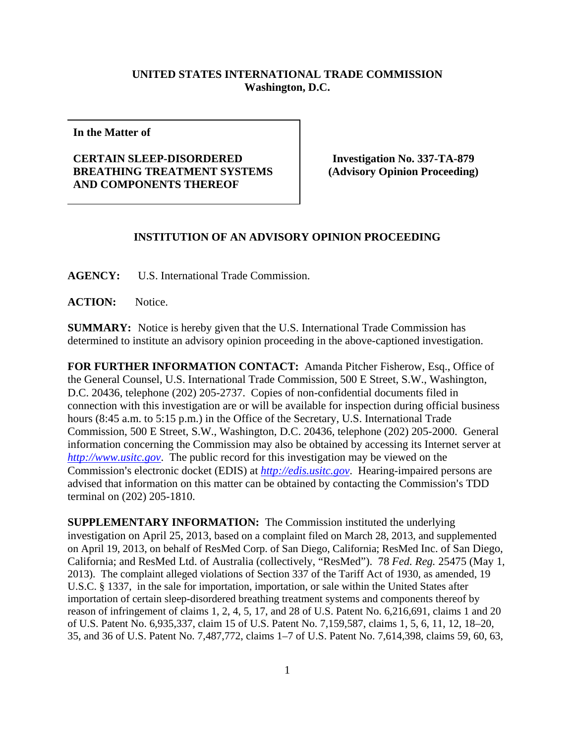**UNITED STATES INTERNATIONAL TRADE COMMISSION**
**Washington, D.C.**

| In the Matter of<br><br>**CERTAIN SLEEP-DISORDERED BREATHING TREATMENT SYSTEMS AND COMPONENTS THEREOF** | **Investigation No. 337-TA-879 (Advisory Opinion Proceeding)** |
|---|---|

## INSTITUTION OF AN ADVISORY OPINION PROCEEDING

**AGENCY:** U.S. International Trade Commission.

**ACTION:** Notice.

**SUMMARY:** Notice is hereby given that the U.S. International Trade Commission has determined to institute an advisory opinion proceeding in the above-captioned investigation.

**FOR FURTHER INFORMATION CONTACT:** Amanda Pitcher Fisherow, Esq., Office of the General Counsel, U.S. International Trade Commission, 500 E Street, S.W., Washington, D.C. 20436, telephone (202) 205-2737. Copies of non-confidential documents filed in connection with this investigation are or will be available for inspection during official business hours (8:45 a.m. to 5:15 p.m.) in the Office of the Secretary, U.S. International Trade Commission, 500 E Street, S.W., Washington, D.C. 20436, telephone (202) 205-2000. General information concerning the Commission may also be obtained by accessing its Internet server at *http://www.usitc.gov*. The public record for this investigation may be viewed on the Commission's electronic docket (EDIS) at *http://edis.usitc.gov*. Hearing-impaired persons are advised that information on this matter can be obtained by contacting the Commission's TDD terminal on (202) 205-1810.

**SUPPLEMENTARY INFORMATION:** The Commission instituted the underlying investigation on April 25, 2013, based on a complaint filed on March 28, 2013, and supplemented on April 19, 2013, on behalf of ResMed Corp. of San Diego, California; ResMed Inc. of San Diego, California; and ResMed Ltd. of Australia (collectively, "ResMed"). 78 *Fed. Reg.* 25475 (May 1, 2013). The complaint alleged violations of Section 337 of the Tariff Act of 1930, as amended, 19 U.S.C. § 1337, in the sale for importation, importation, or sale within the United States after importation of certain sleep-disordered breathing treatment systems and components thereof by reason of infringement of claims 1, 2, 4, 5, 17, and 28 of U.S. Patent No. 6,216,691, claims 1 and 20 of U.S. Patent No. 6,935,337, claim 15 of U.S. Patent No. 7,159,587, claims 1, 5, 6, 11, 12, 18–20, 35, and 36 of U.S. Patent No. 7,487,772, claims 1–7 of U.S. Patent No. 7,614,398, claims 59, 60, 63,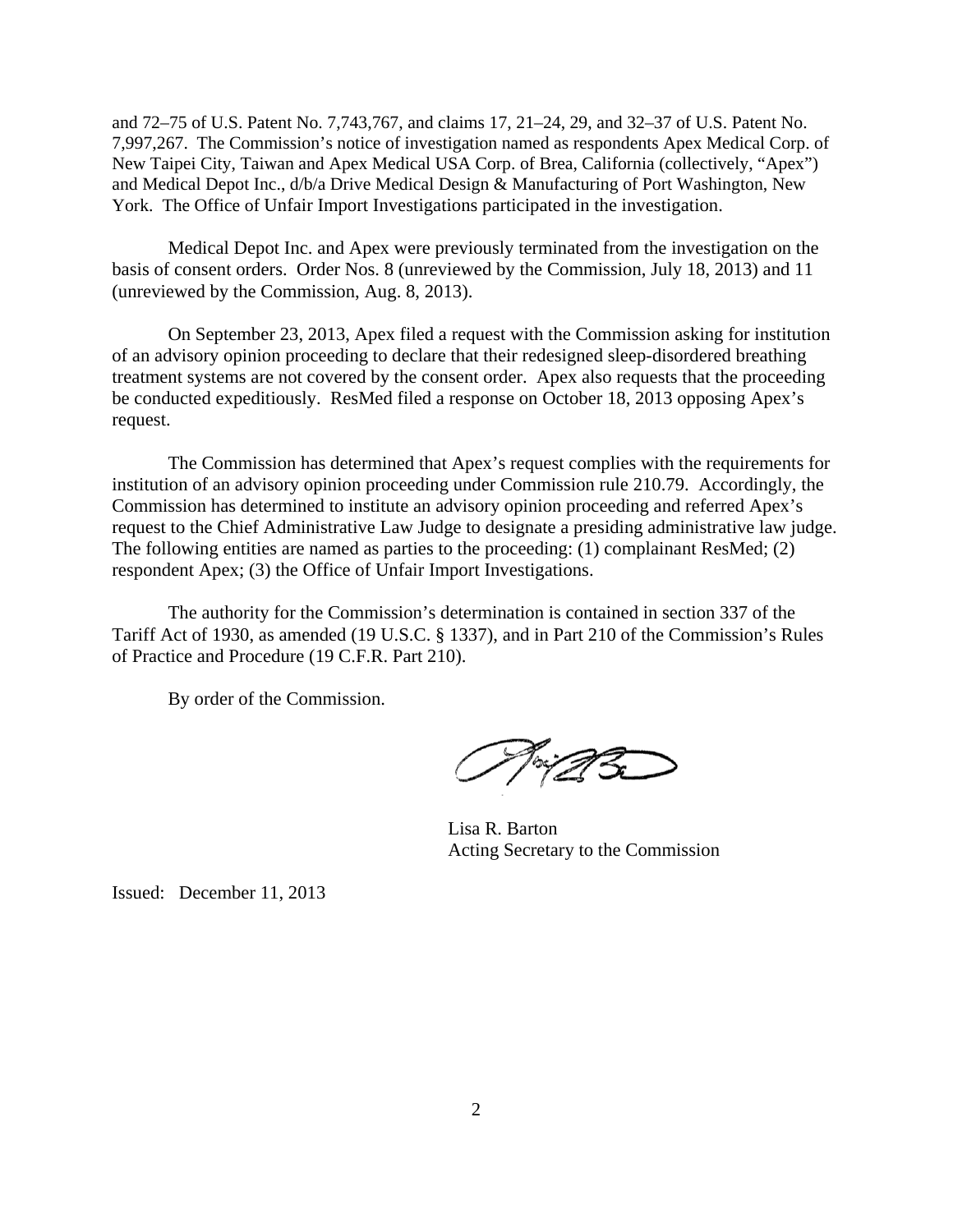and 72–75 of U.S. Patent No. 7,743,767, and claims 17, 21–24, 29, and 32–37 of U.S. Patent No. 7,997,267. The Commission's notice of investigation named as respondents Apex Medical Corp. of New Taipei City, Taiwan and Apex Medical USA Corp. of Brea, California (collectively, "Apex") and Medical Depot Inc., d/b/a Drive Medical Design & Manufacturing of Port Washington, New York. The Office of Unfair Import Investigations participated in the investigation.

Medical Depot Inc. and Apex were previously terminated from the investigation on the basis of consent orders. Order Nos. 8 (unreviewed by the Commission, July 18, 2013) and 11 (unreviewed by the Commission, Aug. 8, 2013).

On September 23, 2013, Apex filed a request with the Commission asking for institution of an advisory opinion proceeding to declare that their redesigned sleep-disordered breathing treatment systems are not covered by the consent order. Apex also requests that the proceeding be conducted expeditiously. ResMed filed a response on October 18, 2013 opposing Apex's request.

The Commission has determined that Apex's request complies with the requirements for institution of an advisory opinion proceeding under Commission rule 210.79. Accordingly, the Commission has determined to institute an advisory opinion proceeding and referred Apex's request to the Chief Administrative Law Judge to designate a presiding administrative law judge. The following entities are named as parties to the proceeding: (1) complainant ResMed; (2) respondent Apex; (3) the Office of Unfair Import Investigations.

The authority for the Commission's determination is contained in section 337 of the Tariff Act of 1930, as amended (19 U.S.C. § 1337), and in Part 210 of the Commission's Rules of Practice and Procedure (19 C.F.R. Part 210).

By order of the Commission.

Lisa R. Barton
Acting Secretary to the Commission

Issued: December 11, 2013